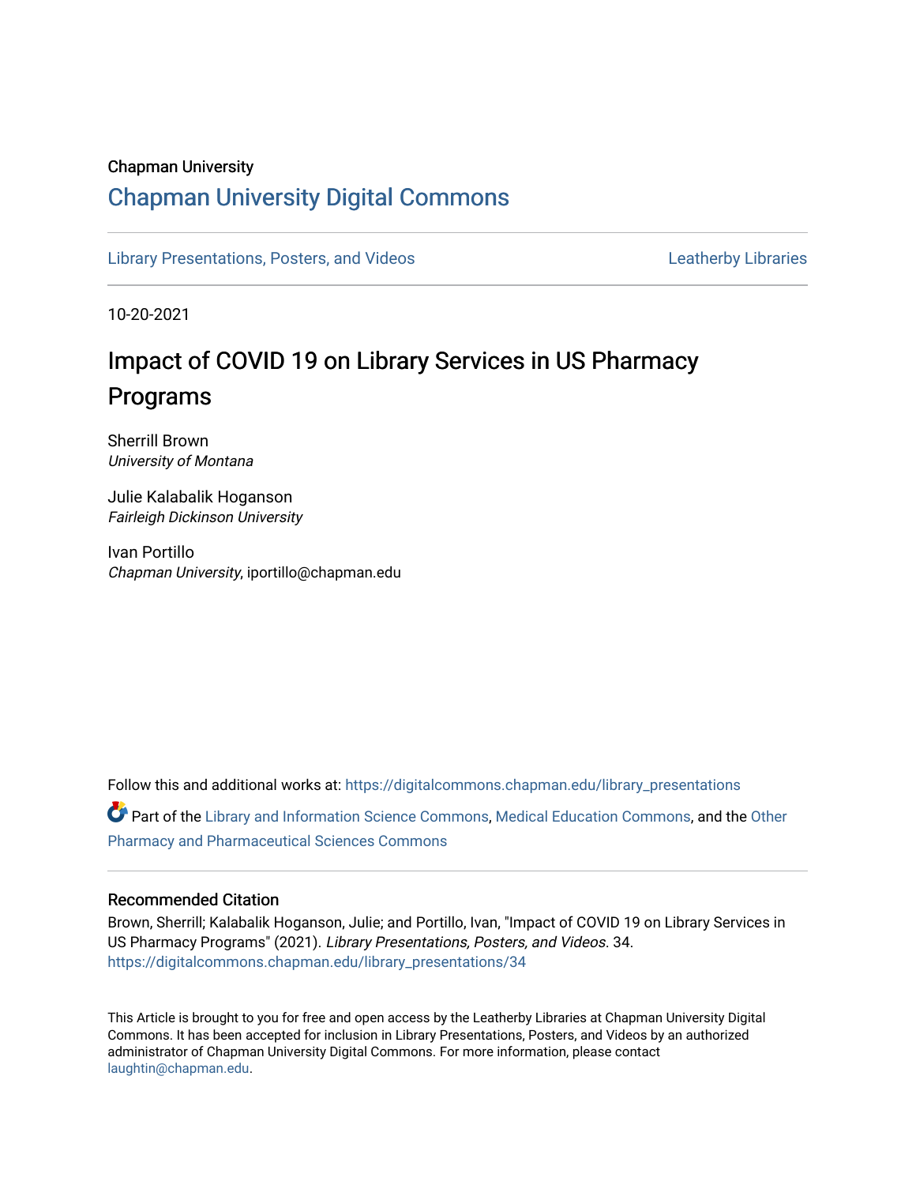Chapman University

## Chapman University Digital Commons

Library Presentations, Posters, and Videos | Leatherby Libraries

10-20-2021

# Impact of COVID 19 on Library Services in US Pharmacy Programs

Sherrill Brown
*University of Montana*

Julie Kalabalik Hoganson
*Fairleigh Dickinson University*

Ivan Portillo
*Chapman University*, iportillo@chapman.edu

Follow this and additional works at: https://digitalcommons.chapman.edu/library_presentations

Part of the Library and Information Science Commons, Medical Education Commons, and the Other Pharmacy and Pharmaceutical Sciences Commons

### Recommended Citation

Brown, Sherrill; Kalabalik Hoganson, Julie; and Portillo, Ivan, "Impact of COVID 19 on Library Services in US Pharmacy Programs" (2021). *Library Presentations, Posters, and Videos*. 34.
https://digitalcommons.chapman.edu/library_presentations/34

This Article is brought to you for free and open access by the Leatherby Libraries at Chapman University Digital Commons. It has been accepted for inclusion in Library Presentations, Posters, and Videos by an authorized administrator of Chapman University Digital Commons. For more information, please contact laughtin@chapman.edu.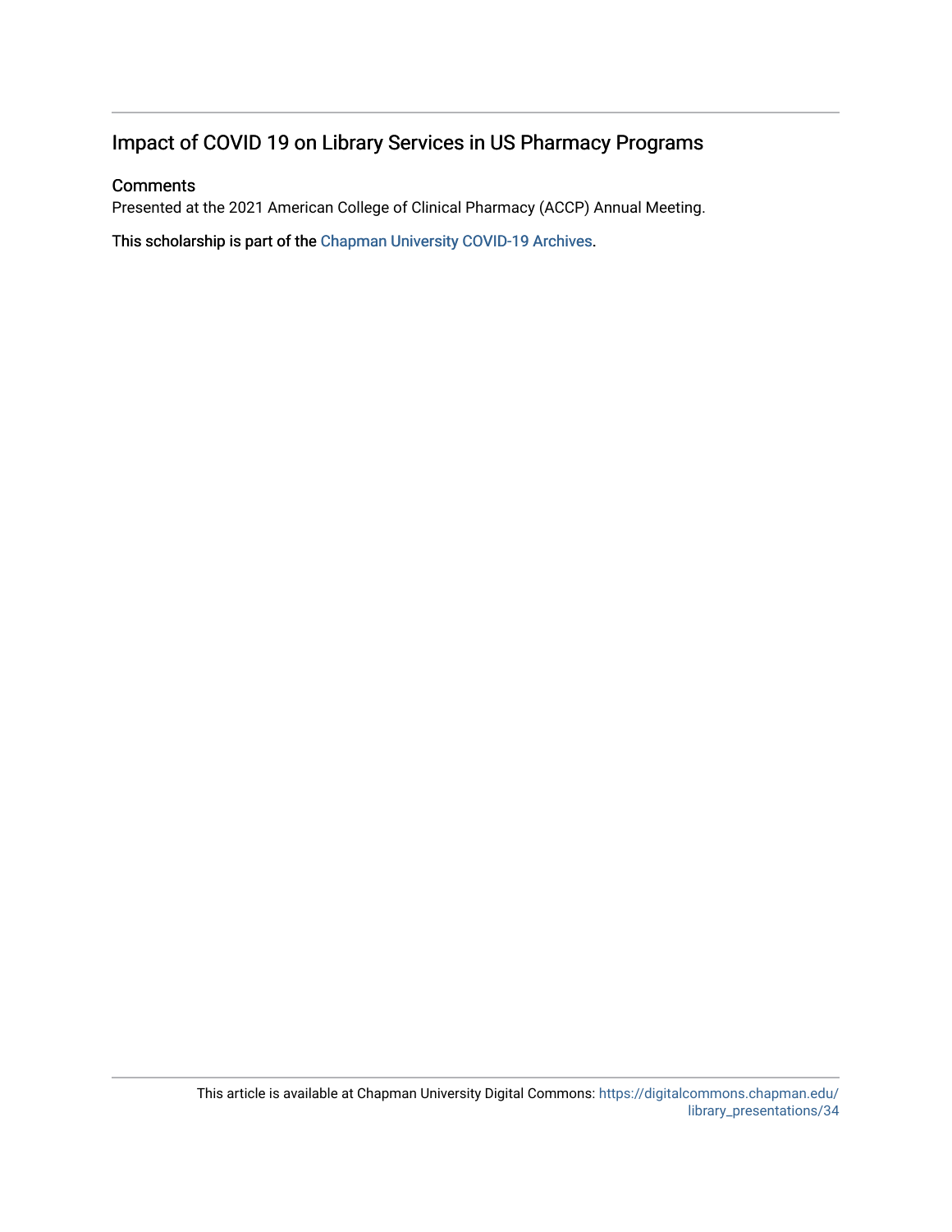## Impact of COVID 19 on Library Services in US Pharmacy Programs

### Comments

Presented at the 2021 American College of Clinical Pharmacy (ACCP) Annual Meeting.

This scholarship is part of the Chapman University COVID-19 Archives.

This article is available at Chapman University Digital Commons: https://digitalcommons.chapman.edu/library_presentations/34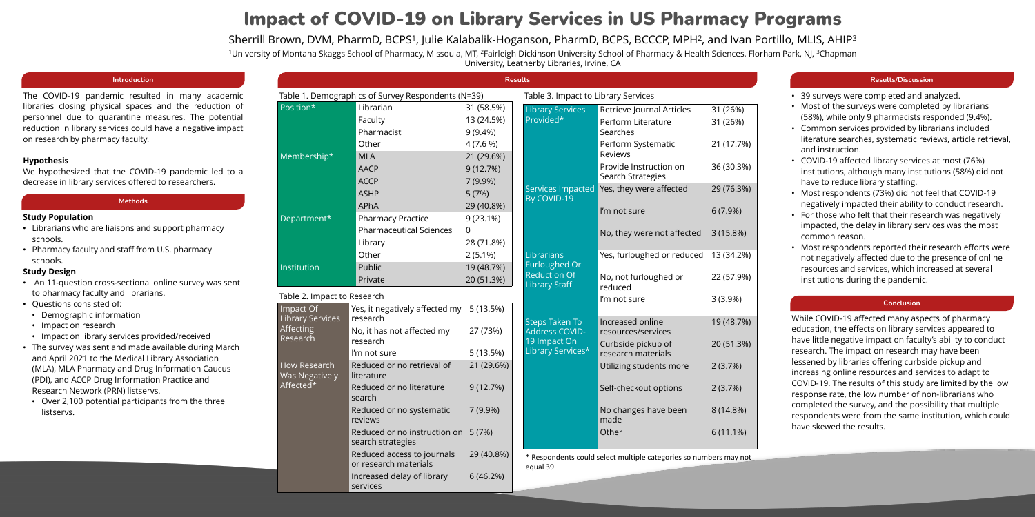# Impact of COVID-19 on Library Services in US Pharmacy Programs

Sherrill Brown, DVM, PharmD, BCPS[1], Julie Kalabalik-Hoganson, PharmD, BCPS, BCCCP, MPH[2], and Ivan Portillo, MLIS, AHIP[3]

[1]University of Montana Skaggs School of Pharmacy, Missoula, MT, [2]Fairleigh Dickinson University School of Pharmacy & Health Sciences, Florham Park, NJ, [3]Chapman University, Leatherby Libraries, Irvine, CA

## Introduction

The COVID-19 pandemic resulted in many academic libraries closing physical spaces and the reduction of personnel due to quarantine measures. The potential reduction in library services could have a negative impact on research by pharmacy faculty.

### Hypothesis

We hypothesized that the COVID-19 pandemic led to a decrease in library services offered to researchers.

## Methods

### Study Population

- Librarians who are liaisons and support pharmacy schools.
- Pharmacy faculty and staff from U.S. pharmacy schools.

### Study Design

- An 11-question cross-sectional online survey was sent to pharmacy faculty and librarians.
- Questions consisted of:
  - Demographic information
  - Impact on research
  - Impact on library services provided/received
- The survey was sent and made available during March and April 2021 to the Medical Library Association (MLA), MLA Pharmacy and Drug Information Caucus (PDI), and ACCP Drug Information Practice and Research Network (PRN) listservs.
  - Over 2,100 potential participants from the three listservs.

## Results

Table 1. Demographics of Survey Respondents (N=39)

| | | |
|---|---|---|
| Position* | Librarian | 31 (58.5%) |
| | Faculty | 13 (24.5%) |
| | Pharmacist | 9 (9.4%) |
| | Other | 4 (7.6 %) |
| Membership* | MLA | 21 (29.6%) |
| | AACP | 9 (12.7%) |
| | ACCP | 7 (9.9%) |
| | ASHP | 5 (7%) |
| | APhA | 29 (40.8%) |
| Department* | Pharmacy Practice | 9 (23.1%) |
| | Pharmaceutical Sciences | 0 |
| | Library | 28 (71.8%) |
| | Other | 2 (5.1%) |
| Institution | Public | 19 (48.7%) |
| | Private | 20 (51.3%) |

Table 2. Impact to Research

| | | |
|---|---|---|
| Impact Of Library Services Affecting Research | Yes, it negatively affected my research | 5 (13.5%) |
| | No, it has not affected my research | 27 (73%) |
| | I'm not sure | 5 (13.5%) |
| How Research Was Negatively Affected* | Reduced or no retrieval of literature | 21 (29.6%) |
| | Reduced or no literature search | 9 (12.7%) |
| | Reduced or no systematic reviews | 7 (9.9%) |
| | Reduced or no instruction on search strategies | 5 (7%) |
| | Reduced access to journals or research materials | 29 (40.8%) |
| | Increased delay of library services | 6 (46.2%) |

Table 3. Impact to Library Services

| | | |
|---|---|---|
| Library Services Provided* | Retrieve Journal Articles | 31 (26%) |
| | Perform Literature Searches | 31 (26%) |
| | Perform Systematic Reviews | 21 (17.7%) |
| | Provide Instruction on Search Strategies | 36 (30.3%) |
| Services Impacted By COVID-19 | Yes, they were affected | 29 (76.3%) |
| | I'm not sure | 6 (7.9%) |
| | No, they were not affected | 3 (15.8%) |
| Librarians Furloughed Or Reduction Of Library Staff | Yes, furloughed or reduced | 13 (34.2%) |
| | No, not furloughed or reduced | 22 (57.9%) |
| | I'm not sure | 3 (3.9%) |
| Steps Taken To Address COVID-19 Impact On Library Services* | Increased online resources/services | 19 (48.7%) |
| | Curbside pickup of research materials | 20 (51.3%) |
| | Utilizing students more | 2 (3.7%) |
| | Self-checkout options | 2 (3.7%) |
| | No changes have been made | 8 (14.8%) |
| | Other | 6 (11.1%) |

* Respondents could select multiple categories so numbers may not equal 39.

## Results/Discussion

- 39 surveys were completed and analyzed.
- Most of the surveys were completed by librarians (58%), while only 9 pharmacists responded (9.4%).
- Common services provided by librarians included literature searches, systematic reviews, article retrieval, and instruction.
- COVID-19 affected library services at most (76%) institutions, although many institutions (58%) did not have to reduce library staffing.
- Most respondents (73%) did not feel that COVID-19 negatively impacted their ability to conduct research.
- For those who felt that their research was negatively impacted, the delay in library services was the most common reason.
- Most respondents reported their research efforts were not negatively affected due to the presence of online resources and services, which increased at several institutions during the pandemic.

## Conclusion

While COVID-19 affected many aspects of pharmacy education, the effects on library services appeared to have little negative impact on faculty's ability to conduct research. The impact on research may have been lessened by libraries offering curbside pickup and increasing online resources and services to adapt to COVID-19. The results of this study are limited by the low response rate, the low number of non-librarians who completed the survey, and the possibility that multiple respondents were from the same institution, which could have skewed the results.